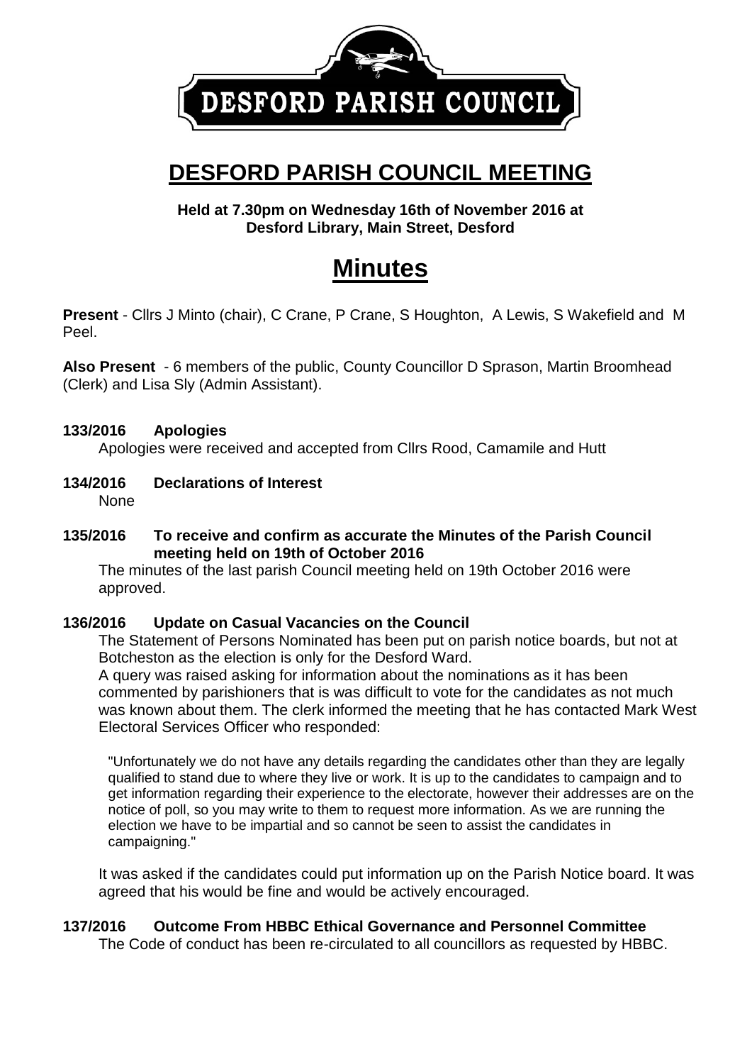DESFORD PARISH COUNCIL

# DESFORD PARISH COUNCIL MEETING

**Held at 7.30pm on Wednesday 16th of November 2016 at Desford Library, Main Street, Desford**

# Minutes

**Present** - Cllrs J Minto (chair), C Crane, P Crane, S Houghton, A Lewis, S Wakefield and M Peel.

**Also Present** - 6 members of the public, County Councillor D Sprason, Martin Broomhead (Clerk) and Lisa Sly (Admin Assistant).

### 133/2016 Apologies

Apologies were received and accepted from Cllrs Rood, Camamile and Hutt

### 134/2016 Declarations of Interest

None

### 135/2016 To receive and confirm as accurate the Minutes of the Parish Council meeting held on 19th of October 2016

The minutes of the last parish Council meeting held on 19th October 2016 were approved.

### 136/2016 Update on Casual Vacancies on the Council

The Statement of Persons Nominated has been put on parish notice boards, but not at Botcheston as the election is only for the Desford Ward.

A query was raised asking for information about the nominations as it has been commented by parishioners that is was difficult to vote for the candidates as not much was known about them. The clerk informed the meeting that he has contacted Mark West Electoral Services Officer who responded:

> "Unfortunately we do not have any details regarding the candidates other than they are legally qualified to stand due to where they live or work. It is up to the candidates to campaign and to get information regarding their experience to the electorate, however their addresses are on the notice of poll, so you may write to them to request more information. As we are running the election we have to be impartial and so cannot be seen to assist the candidates in campaigning."

It was asked if the candidates could put information up on the Parish Notice board. It was agreed that his would be fine and would be actively encouraged.

### 137/2016 Outcome From HBBC Ethical Governance and Personnel Committee

The Code of conduct has been re-circulated to all councillors as requested by HBBC.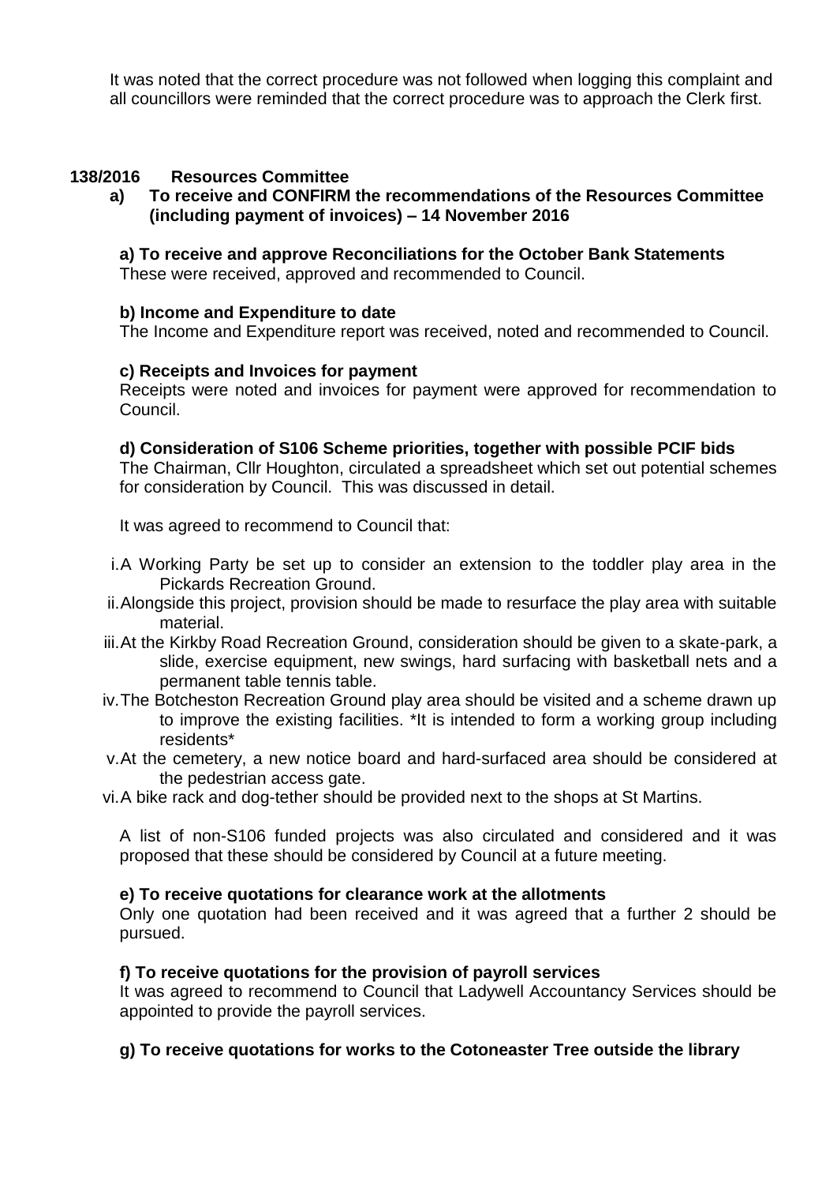It was noted that the correct procedure was not followed when logging this complaint and all councillors were reminded that the correct procedure was to approach the Clerk first.

**138/2016 Resources Committee**

**a) To receive and CONFIRM the recommendations of the Resources Committee (including payment of invoices) – 14 November 2016**

**a) To receive and approve Reconciliations for the October Bank Statements**

These were received, approved and recommended to Council.

**b) Income and Expenditure to date**

The Income and Expenditure report was received, noted and recommended to Council.

**c) Receipts and Invoices for payment**

Receipts were noted and invoices for payment were approved for recommendation to Council.

**d) Consideration of S106 Scheme priorities, together with possible PCIF bids**

The Chairman, Cllr Houghton, circulated a spreadsheet which set out potential schemes for consideration by Council. This was discussed in detail.

It was agreed to recommend to Council that:

i. A Working Party be set up to consider an extension to the toddler play area in the Pickards Recreation Ground.
ii. Alongside this project, provision should be made to resurface the play area with suitable material.
iii. At the Kirkby Road Recreation Ground, consideration should be given to a skate-park, a slide, exercise equipment, new swings, hard surfacing with basketball nets and a permanent table tennis table.
iv. The Botcheston Recreation Ground play area should be visited and a scheme drawn up to improve the existing facilities. *It is intended to form a working group including residents*
v. At the cemetery, a new notice board and hard-surfaced area should be considered at the pedestrian access gate.
vi. A bike rack and dog-tether should be provided next to the shops at St Martins.

A list of non-S106 funded projects was also circulated and considered and it was proposed that these should be considered by Council at a future meeting.

**e) To receive quotations for clearance work at the allotments**

Only one quotation had been received and it was agreed that a further 2 should be pursued.

**f) To receive quotations for the provision of payroll services**

It was agreed to recommend to Council that Ladywell Accountancy Services should be appointed to provide the payroll services.

**g) To receive quotations for works to the Cotoneaster Tree outside the library**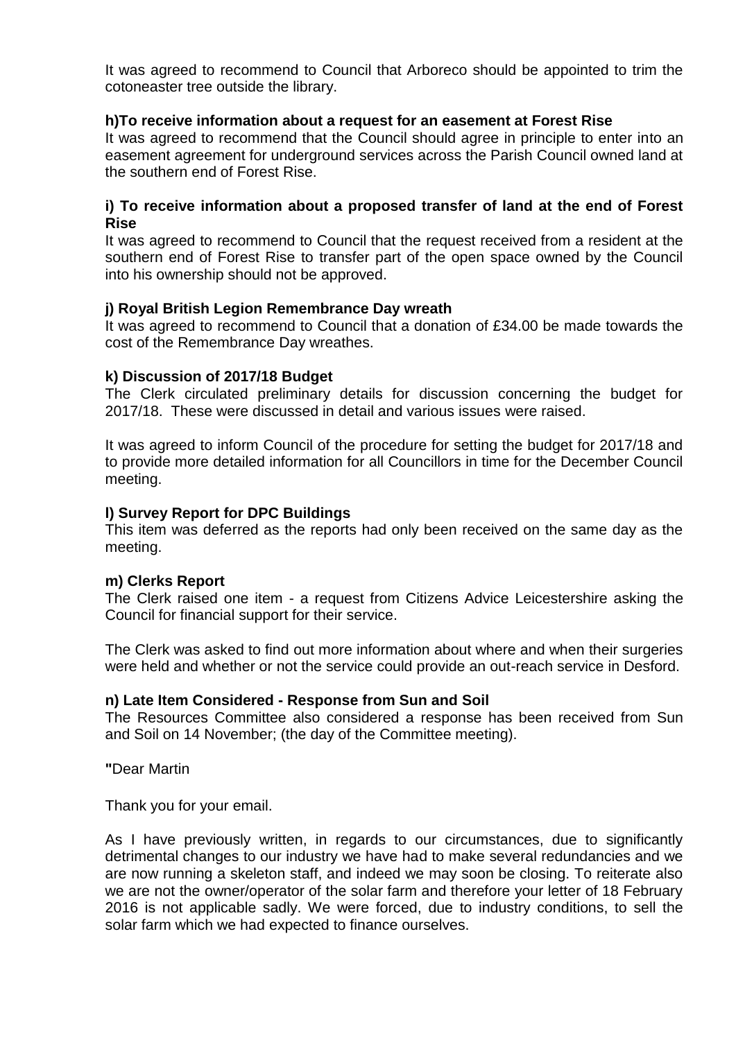It was agreed to recommend to Council that Arboreco should be appointed to trim the cotoneaster tree outside the library.

**h)To receive information about a request for an easement at Forest Rise**

It was agreed to recommend that the Council should agree in principle to enter into an easement agreement for underground services across the Parish Council owned land at the southern end of Forest Rise.

**i) To receive information about a proposed transfer of land at the end of Forest Rise**

It was agreed to recommend to Council that the request received from a resident at the southern end of Forest Rise to transfer part of the open space owned by the Council into his ownership should not be approved.

**j) Royal British Legion Remembrance Day wreath**

It was agreed to recommend to Council that a donation of £34.00 be made towards the cost of the Remembrance Day wreathes.

**k) Discussion of 2017/18 Budget**

The Clerk circulated preliminary details for discussion concerning the budget for 2017/18. These were discussed in detail and various issues were raised.

It was agreed to inform Council of the procedure for setting the budget for 2017/18 and to provide more detailed information for all Councillors in time for the December Council meeting.

**l) Survey Report for DPC Buildings**

This item was deferred as the reports had only been received on the same day as the meeting.

**m) Clerks Report**

The Clerk raised one item - a request from Citizens Advice Leicestershire asking the Council for financial support for their service.

The Clerk was asked to find out more information about where and when their surgeries were held and whether or not the service could provide an out-reach service in Desford.

**n) Late Item Considered - Response from Sun and Soil**

The Resources Committee also considered a response has been received from Sun and Soil on 14 November; (the day of the Committee meeting).

**"**Dear Martin

Thank you for your email.

As I have previously written, in regards to our circumstances, due to significantly detrimental changes to our industry we have had to make several redundancies and we are now running a skeleton staff, and indeed we may soon be closing. To reiterate also we are not the owner/operator of the solar farm and therefore your letter of 18 February 2016 is not applicable sadly. We were forced, due to industry conditions, to sell the solar farm which we had expected to finance ourselves.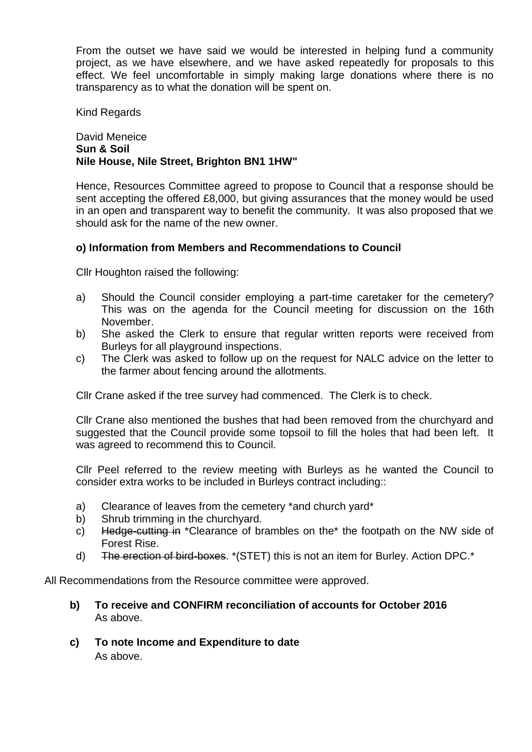From the outset we have said we would be interested in helping fund a community project, as we have elsewhere, and we have asked repeatedly for proposals to this effect. We feel uncomfortable in simply making large donations where there is no transparency as to what the donation will be spent on.

Kind Regards

David Meneice
**Sun & Soil**
**Nile House, Nile Street, Brighton BN1 1HW"**

Hence, Resources Committee agreed to propose to Council that a response should be sent accepting the offered £8,000, but giving assurances that the money would be used in an open and transparent way to benefit the community. It was also proposed that we should ask for the name of the new owner.

**o) Information from Members and Recommendations to Council**

Cllr Houghton raised the following:

a) Should the Council consider employing a part-time caretaker for the cemetery? This was on the agenda for the Council meeting for discussion on the 16th November.
b) She asked the Clerk to ensure that regular written reports were received from Burleys for all playground inspections.
c) The Clerk was asked to follow up on the request for NALC advice on the letter to the farmer about fencing around the allotments.

Cllr Crane asked if the tree survey had commenced. The Clerk is to check.

Cllr Crane also mentioned the bushes that had been removed from the churchyard and suggested that the Council provide some topsoil to fill the holes that had been left. It was agreed to recommend this to Council.

Cllr Peel referred to the review meeting with Burleys as he wanted the Council to consider extra works to be included in Burleys contract including::

a) Clearance of leaves from the cemetery *and church yard*
b) Shrub trimming in the churchyard.
c) ~~Hedge-cutting in~~ *Clearance of brambles on the* the footpath on the NW side of Forest Rise.
d) ~~The erection of bird-boxes~~. *(STET) this is not an item for Burley. Action DPC.*

All Recommendations from the Resource committee were approved.

**b) To receive and CONFIRM reconciliation of accounts for October 2016**
As above.

**c) To note Income and Expenditure to date**
As above.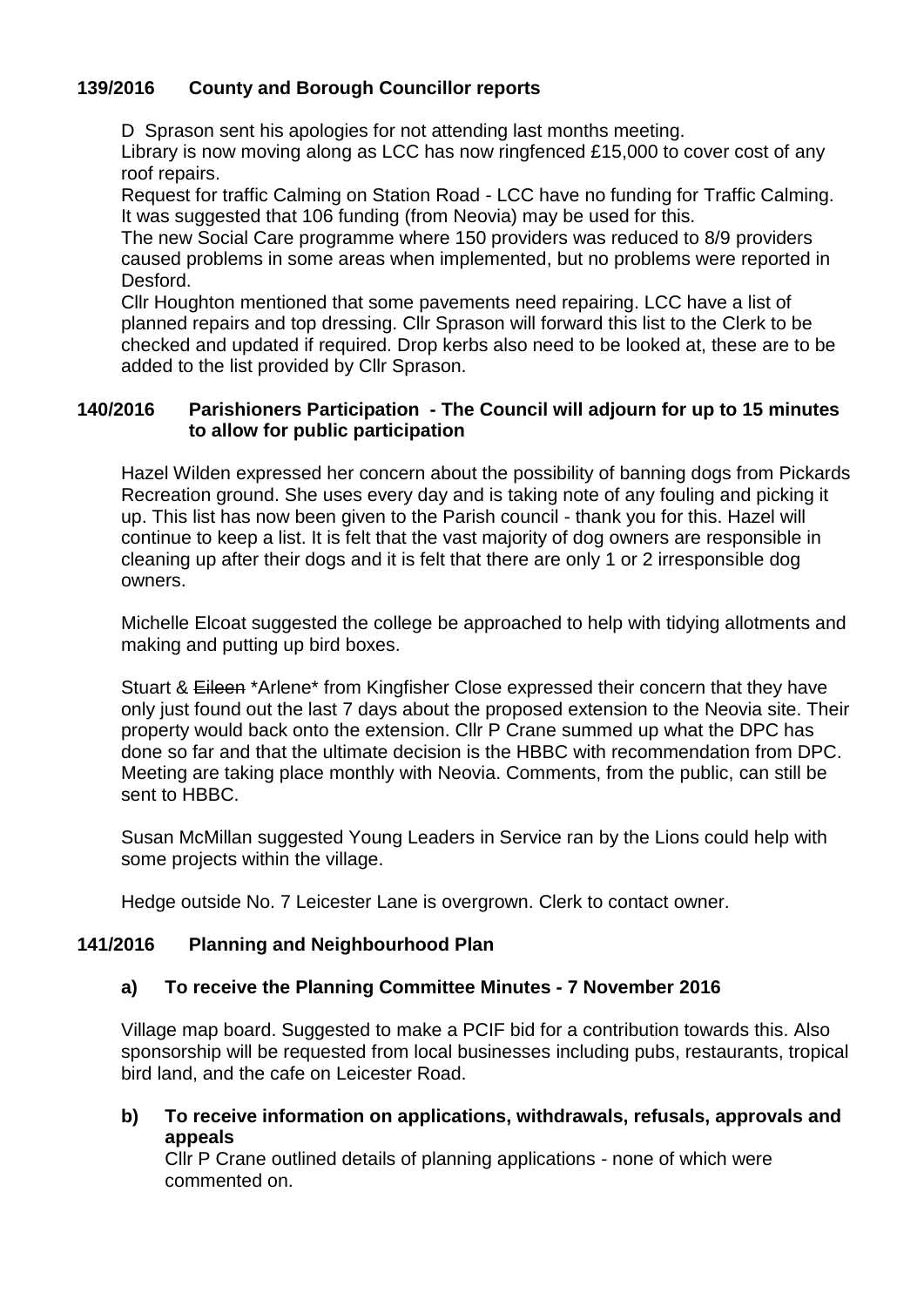### 139/2016 County and Borough Councillor reports

D Sprason sent his apologies for not attending last months meeting.
Library is now moving along as LCC has now ringfenced £15,000 to cover cost of any roof repairs.
Request for traffic Calming on Station Road - LCC have no funding for Traffic Calming. It was suggested that 106 funding (from Neovia) may be used for this.
The new Social Care programme where 150 providers was reduced to 8/9 providers caused problems in some areas when implemented, but no problems were reported in Desford.
Cllr Houghton mentioned that some pavements need repairing. LCC have a list of planned repairs and top dressing. Cllr Sprason will forward this list to the Clerk to be checked and updated if required. Drop kerbs also need to be looked at, these are to be added to the list provided by Cllr Sprason.

### 140/2016 Parishioners Participation - The Council will adjourn for up to 15 minutes to allow for public participation

Hazel Wilden expressed her concern about the possibility of banning dogs from Pickards Recreation ground. She uses every day and is taking note of any fouling and picking it up. This list has now been given to the Parish council - thank you for this. Hazel will continue to keep a list. It is felt that the vast majority of dog owners are responsible in cleaning up after their dogs and it is felt that there are only 1 or 2 irresponsible dog owners.

Michelle Elcoat suggested the college be approached to help with tidying allotments and making and putting up bird boxes.

Stuart & ~~Eileen~~ *Arlene* from Kingfisher Close expressed their concern that they have only just found out the last 7 days about the proposed extension to the Neovia site. Their property would back onto the extension. Cllr P Crane summed up what the DPC has done so far and that the ultimate decision is the HBBC with recommendation from DPC. Meeting are taking place monthly with Neovia. Comments, from the public, can still be sent to HBBC.

Susan McMillan suggested Young Leaders in Service ran by the Lions could help with some projects within the village.

Hedge outside No. 7 Leicester Lane is overgrown. Clerk to contact owner.

### 141/2016 Planning and Neighbourhood Plan

**a) To receive the Planning Committee Minutes - 7 November 2016**

Village map board. Suggested to make a PCIF bid for a contribution towards this. Also sponsorship will be requested from local businesses including pubs, restaurants, tropical bird land, and the cafe on Leicester Road.

**b) To receive information on applications, withdrawals, refusals, approvals and appeals**

Cllr P Crane outlined details of planning applications - none of which were commented on.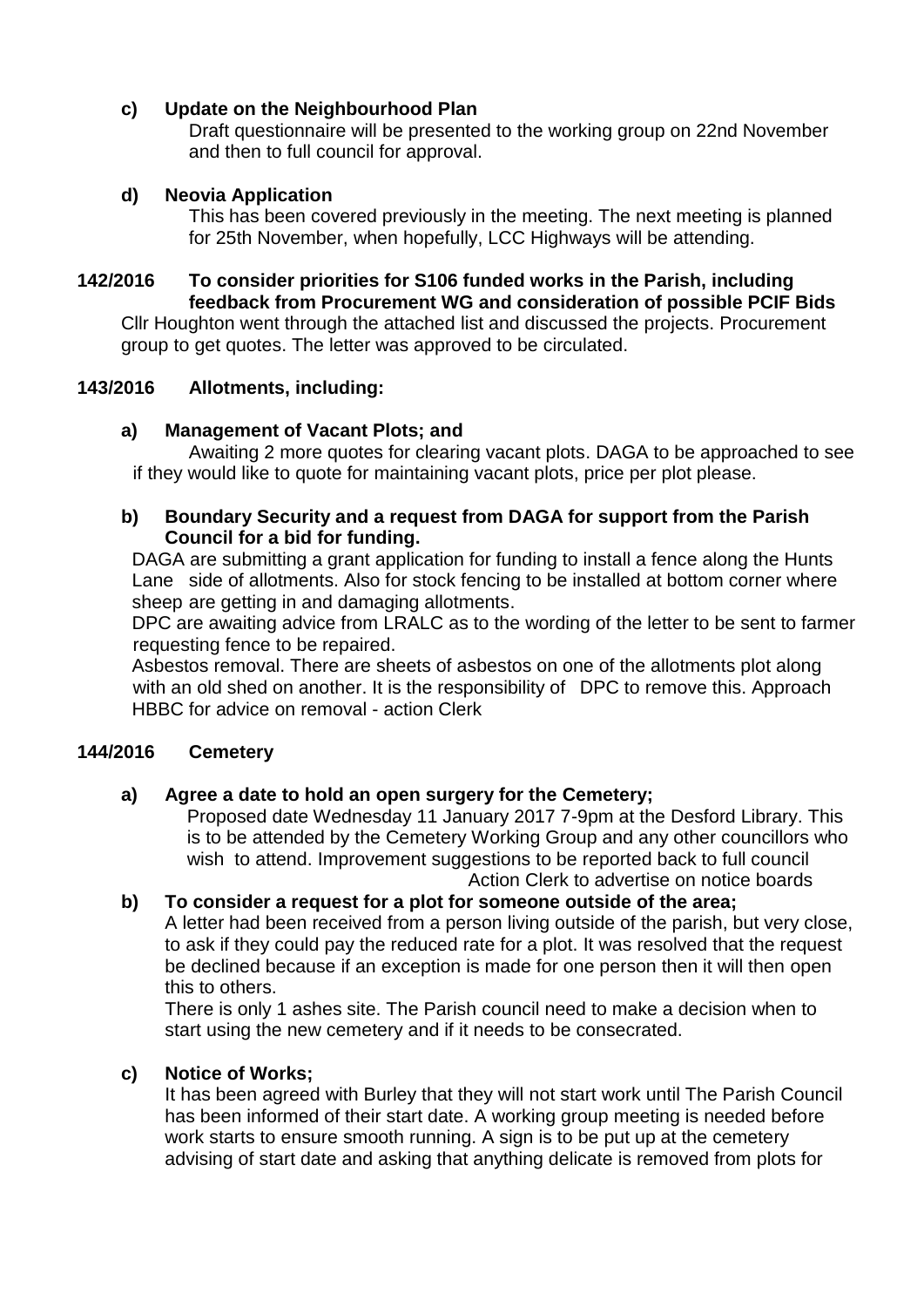**c) Update on the Neighbourhood Plan**

Draft questionnaire will be presented to the working group on 22nd November and then to full council for approval.

**d) Neovia Application**

This has been covered previously in the meeting. The next meeting is planned for 25th November, when hopefully, LCC Highways will be attending.

**142/2016 To consider priorities for S106 funded works in the Parish, including feedback from Procurement WG and consideration of possible PCIF Bids**

Cllr Houghton went through the attached list and discussed the projects. Procurement group to get quotes. The letter was approved to be circulated.

**143/2016 Allotments, including:**

**a) Management of Vacant Plots; and**

Awaiting 2 more quotes for clearing vacant plots. DAGA to be approached to see if they would like to quote for maintaining vacant plots, price per plot please.

**b) Boundary Security and a request from DAGA for support from the Parish Council for a bid for funding.**

DAGA are submitting a grant application for funding to install a fence along the Hunts Lane side of allotments. Also for stock fencing to be installed at bottom corner where sheep are getting in and damaging allotments.

DPC are awaiting advice from LRALC as to the wording of the letter to be sent to farmer requesting fence to be repaired.

Asbestos removal. There are sheets of asbestos on one of the allotments plot along with an old shed on another. It is the responsibility of DPC to remove this. Approach HBBC for advice on removal - action Clerk

**144/2016 Cemetery**

**a) Agree a date to hold an open surgery for the Cemetery;**

Proposed date Wednesday 11 January 2017 7-9pm at the Desford Library. This is to be attended by the Cemetery Working Group and any other councillors who wish to attend. Improvement suggestions to be reported back to full council

Action Clerk to advertise on notice boards

**b) To consider a request for a plot for someone outside of the area;**

A letter had been received from a person living outside of the parish, but very close, to ask if they could pay the reduced rate for a plot. It was resolved that the request be declined because if an exception is made for one person then it will then open this to others.

There is only 1 ashes site. The Parish council need to make a decision when to start using the new cemetery and if it needs to be consecrated.

**c) Notice of Works;**

It has been agreed with Burley that they will not start work until The Parish Council has been informed of their start date. A working group meeting is needed before work starts to ensure smooth running. A sign is to be put up at the cemetery advising of start date and asking that anything delicate is removed from plots for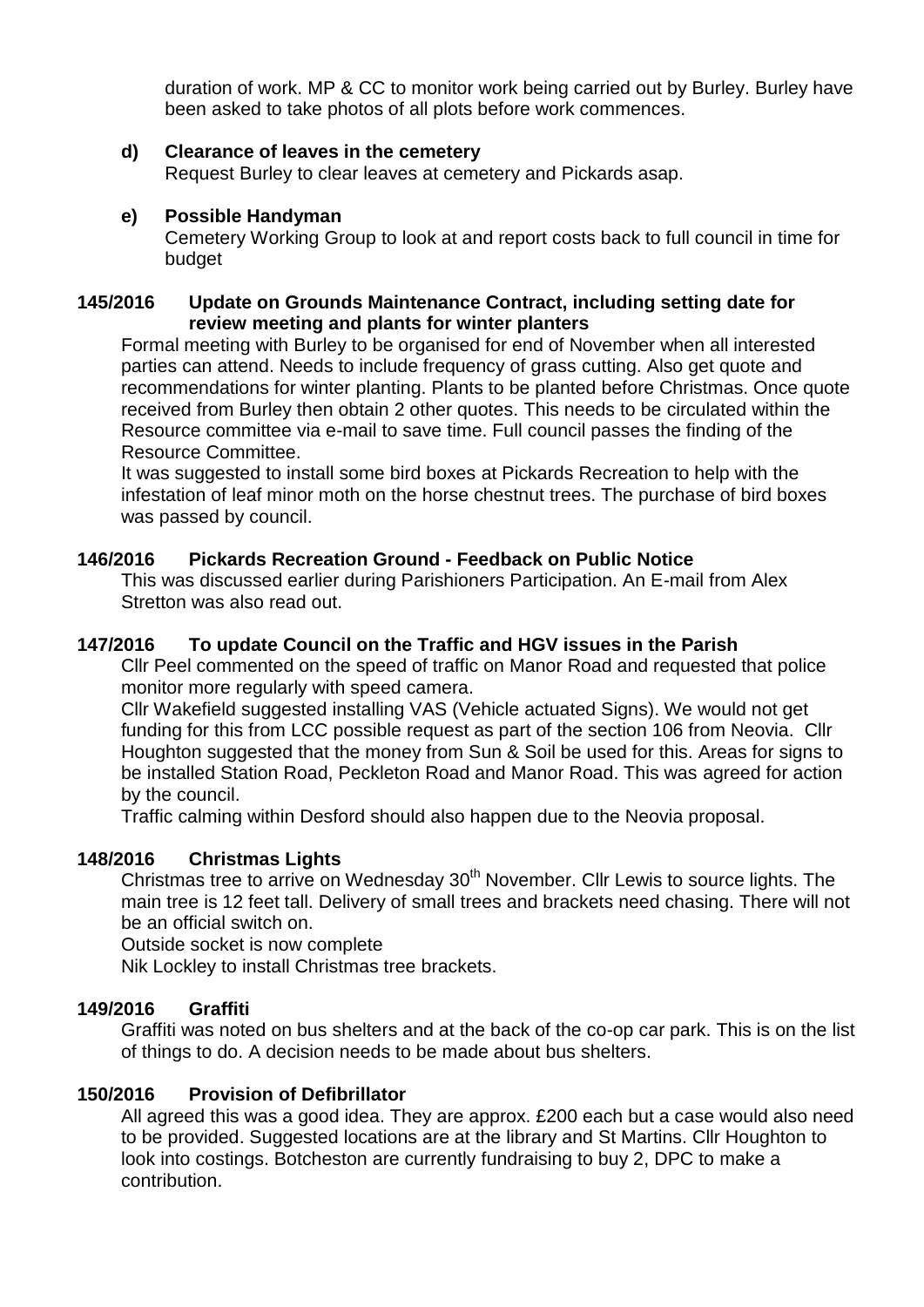duration of work. MP & CC to monitor work being carried out by Burley. Burley have been asked to take photos of all plots before work commences.

**d) Clearance of leaves in the cemetery**

Request Burley to clear leaves at cemetery and Pickards asap.

**e) Possible Handyman**

Cemetery Working Group to look at and report costs back to full council in time for budget

**145/2016 Update on Grounds Maintenance Contract, including setting date for review meeting and plants for winter planters**

Formal meeting with Burley to be organised for end of November when all interested parties can attend. Needs to include frequency of grass cutting. Also get quote and recommendations for winter planting. Plants to be planted before Christmas. Once quote received from Burley then obtain 2 other quotes. This needs to be circulated within the Resource committee via e-mail to save time. Full council passes the finding of the Resource Committee.

It was suggested to install some bird boxes at Pickards Recreation to help with the infestation of leaf minor moth on the horse chestnut trees. The purchase of bird boxes was passed by council.

**146/2016 Pickards Recreation Ground - Feedback on Public Notice**

This was discussed earlier during Parishioners Participation. An E-mail from Alex Stretton was also read out.

**147/2016 To update Council on the Traffic and HGV issues in the Parish**

Cllr Peel commented on the speed of traffic on Manor Road and requested that police monitor more regularly with speed camera.

Cllr Wakefield suggested installing VAS (Vehicle actuated Signs). We would not get funding for this from LCC possible request as part of the section 106 from Neovia. Cllr Houghton suggested that the money from Sun & Soil be used for this. Areas for signs to be installed Station Road, Peckleton Road and Manor Road. This was agreed for action by the council.

Traffic calming within Desford should also happen due to the Neovia proposal.

**148/2016 Christmas Lights**

Christmas tree to arrive on Wednesday 30th November. Cllr Lewis to source lights. The main tree is 12 feet tall. Delivery of small trees and brackets need chasing. There will not be an official switch on.

Outside socket is now complete

Nik Lockley to install Christmas tree brackets.

**149/2016 Graffiti**

Graffiti was noted on bus shelters and at the back of the co-op car park. This is on the list of things to do. A decision needs to be made about bus shelters.

**150/2016 Provision of Defibrillator**

All agreed this was a good idea. They are approx. £200 each but a case would also need to be provided. Suggested locations are at the library and St Martins. Cllr Houghton to look into costings. Botcheston are currently fundraising to buy 2, DPC to make a contribution.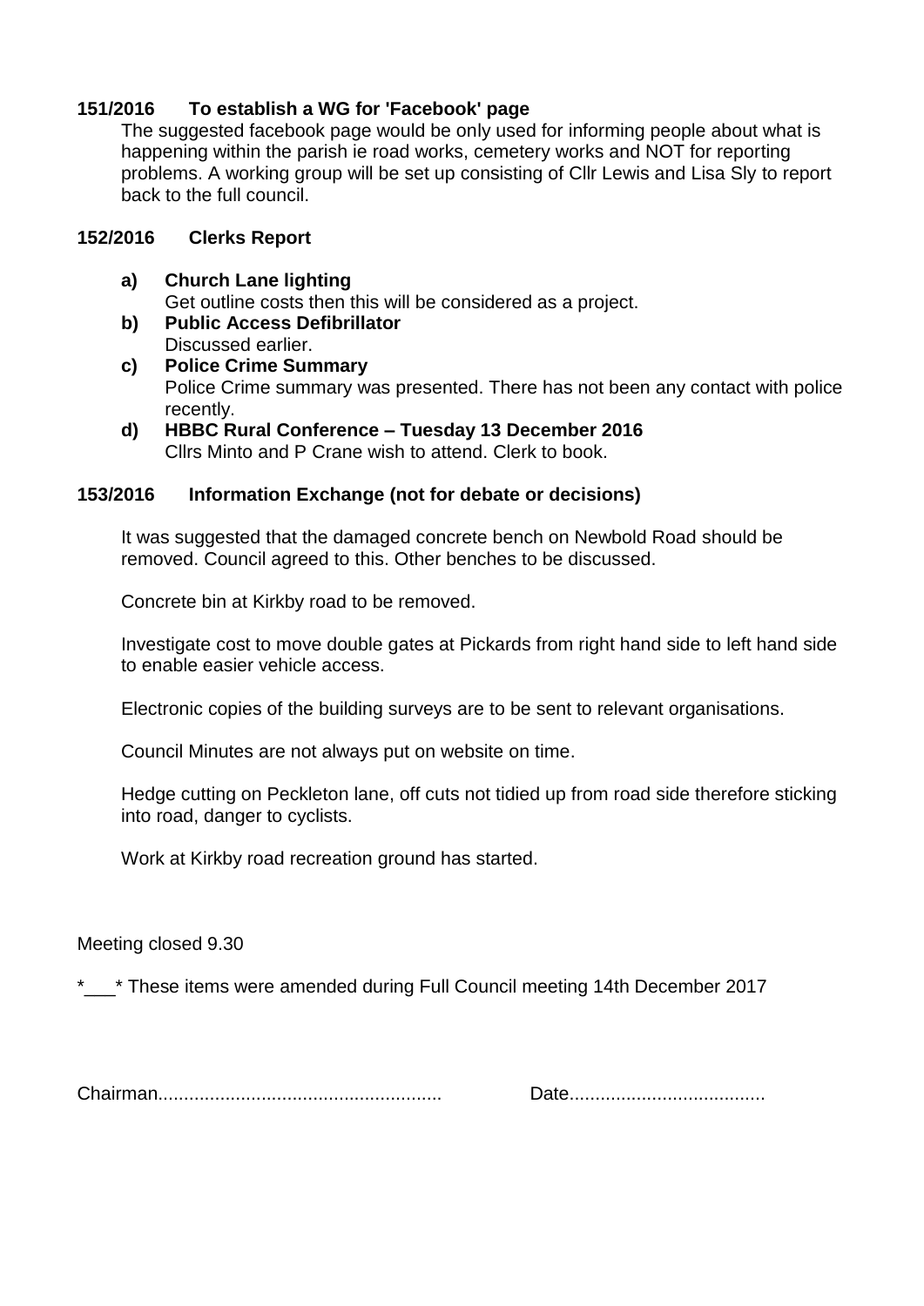**151/2016 To establish a WG for 'Facebook' page**

The suggested facebook page would be only used for informing people about what is happening within the parish ie road works, cemetery works and NOT for reporting problems. A working group will be set up consisting of Cllr Lewis and Lisa Sly to report back to the full council.

**152/2016 Clerks Report**

**a) Church Lane lighting**
Get outline costs then this will be considered as a project.

**b) Public Access Defibrillator**
Discussed earlier.

**c) Police Crime Summary**
Police Crime summary was presented. There has not been any contact with police recently.

**d) HBBC Rural Conference – Tuesday 13 December 2016**
Cllrs Minto and P Crane wish to attend. Clerk to book.

**153/2016 Information Exchange (not for debate or decisions)**

It was suggested that the damaged concrete bench on Newbold Road should be removed. Council agreed to this. Other benches to be discussed.

Concrete bin at Kirkby road to be removed.

Investigate cost to move double gates at Pickards from right hand side to left hand side to enable easier vehicle access.

Electronic copies of the building surveys are to be sent to relevant organisations.

Council Minutes are not always put on website on time.

Hedge cutting on Peckleton lane, off cuts not tidied up from road side therefore sticking into road, danger to cyclists.

Work at Kirkby road recreation ground has started.

Meeting closed 9.30

*___* These items were amended during Full Council meeting 14th December 2017

Chairman...................................................... Date.....................................